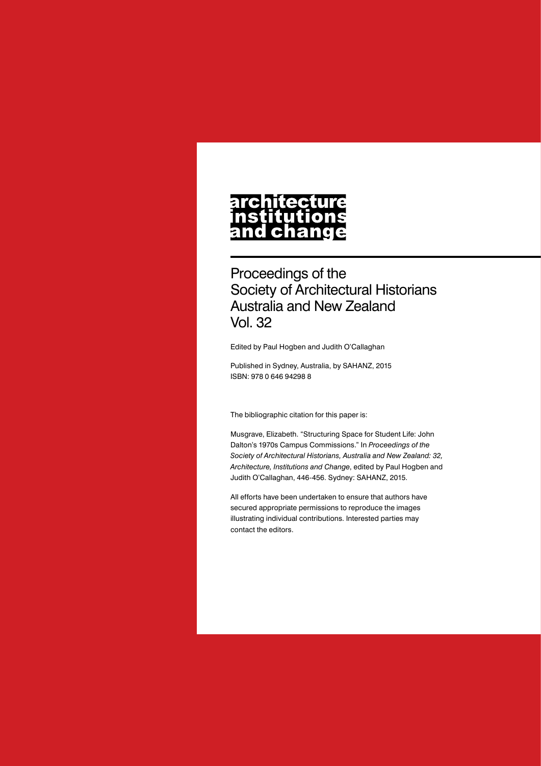# architecture institutions and change

## Proceedings of the Society of Architectural Historians Australia and New Zealand Vol. 32

Edited by Paul Hogben and Judith O'Callaghan

Published in Sydney, Australia, by SAHANZ, 2015
ISBN: 978 0 646 94298 8

The bibliographic citation for this paper is:

Musgrave, Elizabeth. "Structuring Space for Student Life: John Dalton's 1970s Campus Commissions." In *Proceedings of the Society of Architectural Historians, Australia and New Zealand: 32, Architecture, Institutions and Change*, edited by Paul Hogben and Judith O'Callaghan, 446-456. Sydney: SAHANZ, 2015.

All efforts have been undertaken to ensure that authors have secured appropriate permissions to reproduce the images illustrating individual contributions. Interested parties may contact the editors.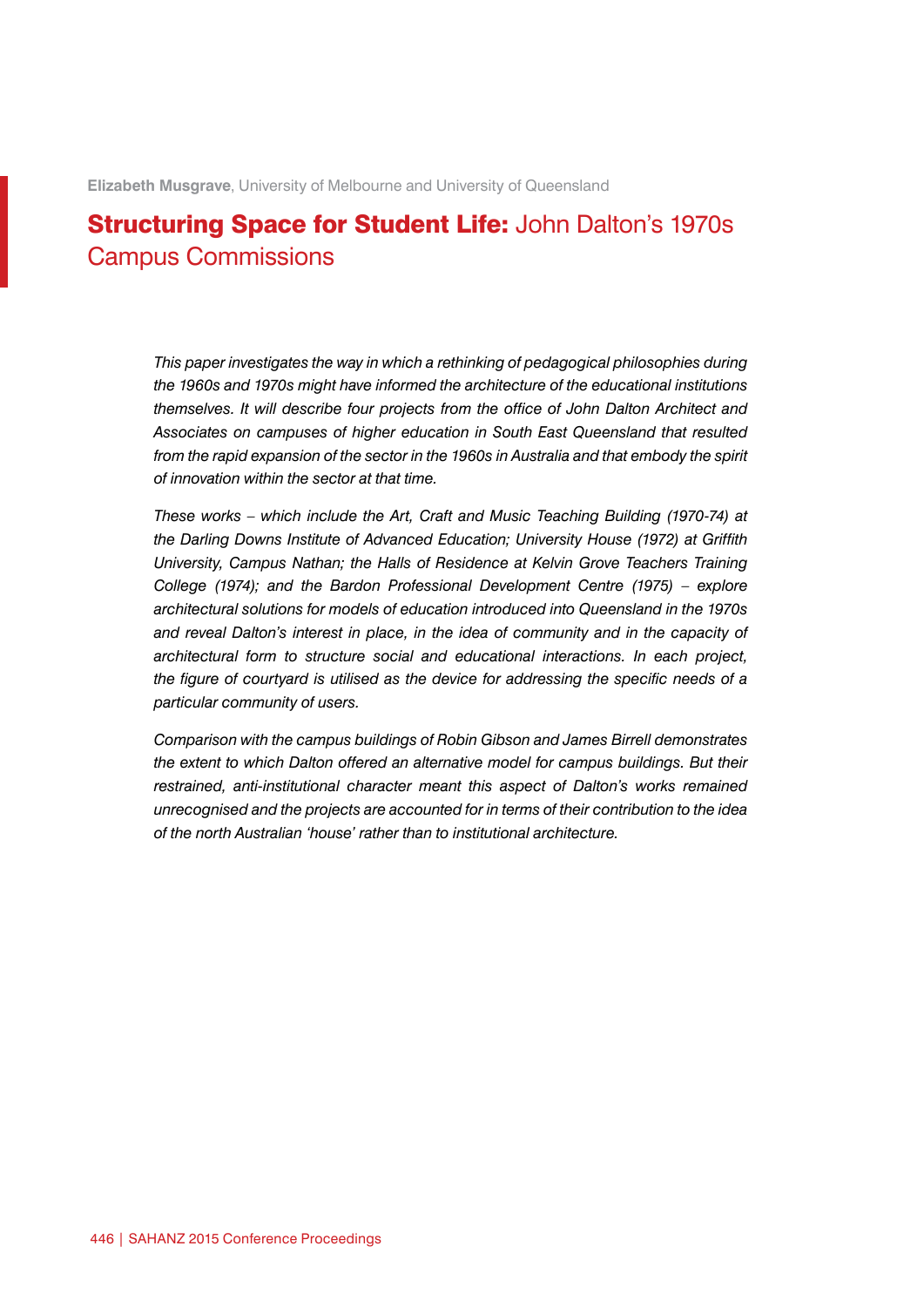**Elizabeth Musgrave**, University of Melbourne and University of Queensland

# **Structuring Space for Student Life:** John Dalton's 1970s Campus Commissions

*This paper investigates the way in which a rethinking of pedagogical philosophies during the 1960s and 1970s might have informed the architecture of the educational institutions themselves. It will describe four projects from the office of John Dalton Architect and Associates on campuses of higher education in South East Queensland that resulted from the rapid expansion of the sector in the 1960s in Australia and that embody the spirit of innovation within the sector at that time.*

*These works – which include the Art, Craft and Music Teaching Building (1970-74) at the Darling Downs Institute of Advanced Education; University House (1972) at Griffith University, Campus Nathan; the Halls of Residence at Kelvin Grove Teachers Training College (1974); and the Bardon Professional Development Centre (1975) – explore architectural solutions for models of education introduced into Queensland in the 1970s and reveal Dalton's interest in place, in the idea of community and in the capacity of architectural form to structure social and educational interactions. In each project, the figure of courtyard is utilised as the device for addressing the specific needs of a particular community of users.*

*Comparison with the campus buildings of Robin Gibson and James Birrell demonstrates the extent to which Dalton offered an alternative model for campus buildings. But their restrained, anti-institutional character meant this aspect of Dalton's works remained unrecognised and the projects are accounted for in terms of their contribution to the idea of the north Australian 'house' rather than to institutional architecture.*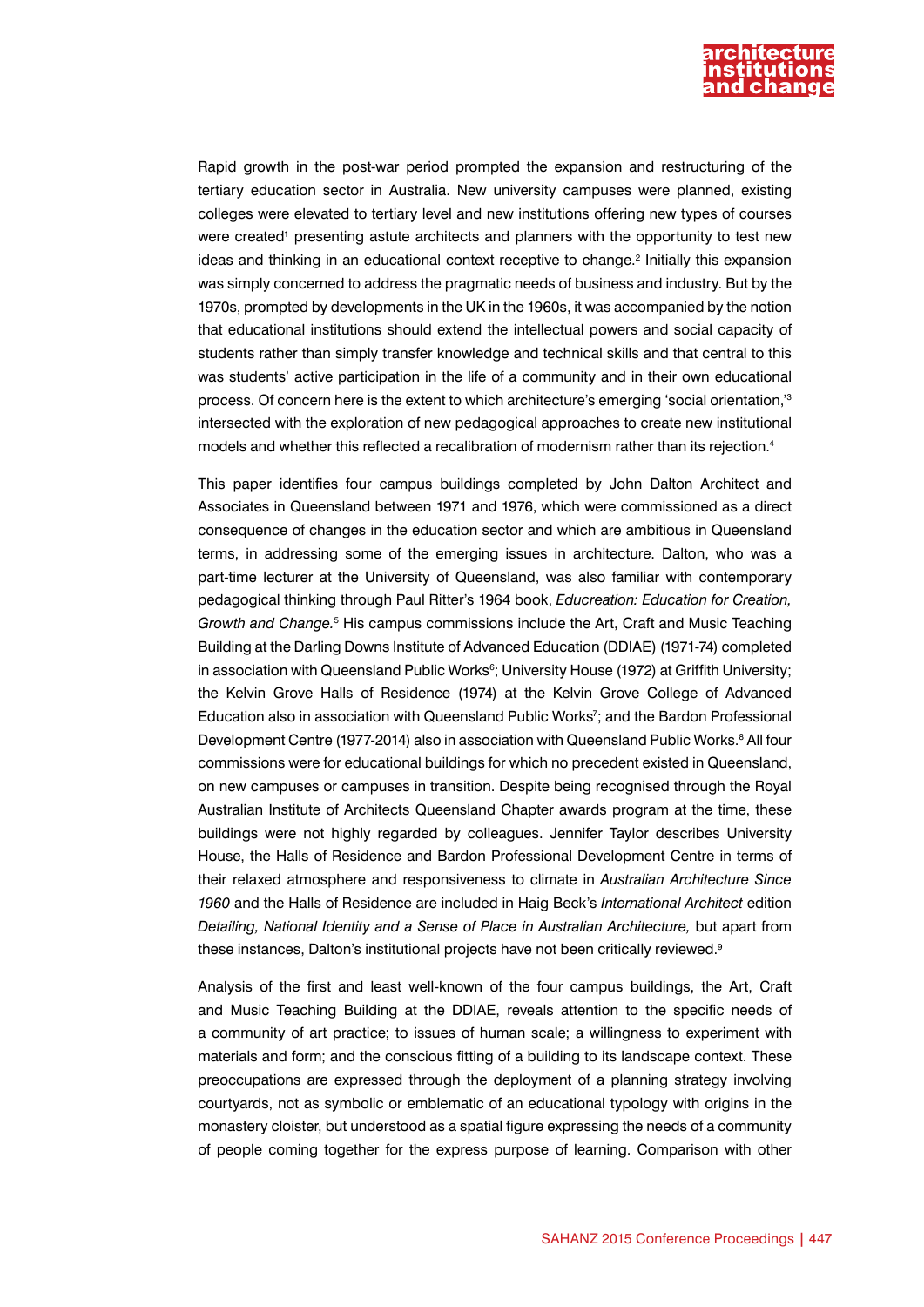Rapid growth in the post-war period prompted the expansion and restructuring of the tertiary education sector in Australia. New university campuses were planned, existing colleges were elevated to tertiary level and new institutions offering new types of courses were created[1] presenting astute architects and planners with the opportunity to test new ideas and thinking in an educational context receptive to change.[2] Initially this expansion was simply concerned to address the pragmatic needs of business and industry. But by the 1970s, prompted by developments in the UK in the 1960s, it was accompanied by the notion that educational institutions should extend the intellectual powers and social capacity of students rather than simply transfer knowledge and technical skills and that central to this was students' active participation in the life of a community and in their own educational process. Of concern here is the extent to which architecture's emerging 'social orientation,'[3] intersected with the exploration of new pedagogical approaches to create new institutional models and whether this reflected a recalibration of modernism rather than its rejection.[4]

This paper identifies four campus buildings completed by John Dalton Architect and Associates in Queensland between 1971 and 1976, which were commissioned as a direct consequence of changes in the education sector and which are ambitious in Queensland terms, in addressing some of the emerging issues in architecture. Dalton, who was a part-time lecturer at the University of Queensland, was also familiar with contemporary pedagogical thinking through Paul Ritter's 1964 book, *Educreation: Education for Creation, Growth and Change.*[5] His campus commissions include the Art, Craft and Music Teaching Building at the Darling Downs Institute of Advanced Education (DDIAE) (1971-74) completed in association with Queensland Public Works[6]; University House (1972) at Griffith University; the Kelvin Grove Halls of Residence (1974) at the Kelvin Grove College of Advanced Education also in association with Queensland Public Works[7]; and the Bardon Professional Development Centre (1977-2014) also in association with Queensland Public Works.[8] All four commissions were for educational buildings for which no precedent existed in Queensland, on new campuses or campuses in transition. Despite being recognised through the Royal Australian Institute of Architects Queensland Chapter awards program at the time, these buildings were not highly regarded by colleagues. Jennifer Taylor describes University House, the Halls of Residence and Bardon Professional Development Centre in terms of their relaxed atmosphere and responsiveness to climate in *Australian Architecture Since 1960* and the Halls of Residence are included in Haig Beck's *International Architect* edition *Detailing, National Identity and a Sense of Place in Australian Architecture,* but apart from these instances, Dalton's institutional projects have not been critically reviewed.[9]

Analysis of the first and least well-known of the four campus buildings, the Art, Craft and Music Teaching Building at the DDIAE, reveals attention to the specific needs of a community of art practice; to issues of human scale; a willingness to experiment with materials and form; and the conscious fitting of a building to its landscape context. These preoccupations are expressed through the deployment of a planning strategy involving courtyards, not as symbolic or emblematic of an educational typology with origins in the monastery cloister, but understood as a spatial figure expressing the needs of a community of people coming together for the express purpose of learning. Comparison with other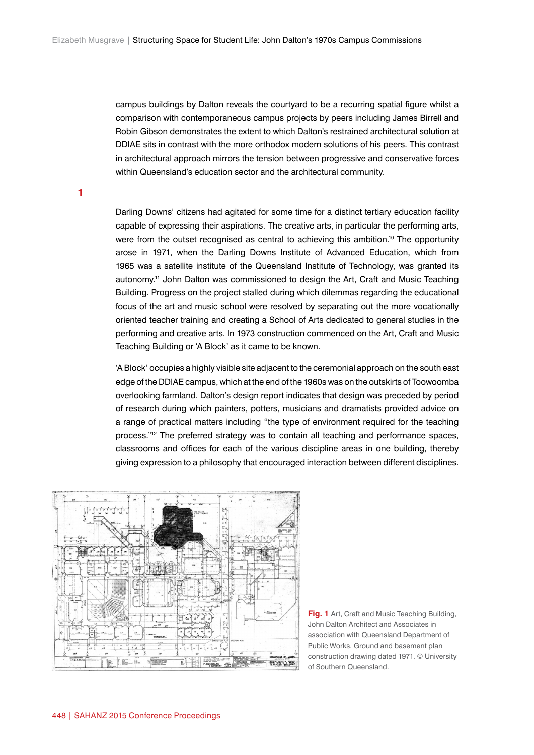campus buildings by Dalton reveals the courtyard to be a recurring spatial figure whilst a comparison with contemporaneous campus projects by peers including James Birrell and Robin Gibson demonstrates the extent to which Dalton's restrained architectural solution at DDIAE sits in contrast with the more orthodox modern solutions of his peers. This contrast in architectural approach mirrors the tension between progressive and conservative forces within Queensland's education sector and the architectural community.

## 1

Darling Downs' citizens had agitated for some time for a distinct tertiary education facility capable of expressing their aspirations. The creative arts, in particular the performing arts, were from the outset recognised as central to achieving this ambition.[10] The opportunity arose in 1971, when the Darling Downs Institute of Advanced Education, which from 1965 was a satellite institute of the Queensland Institute of Technology, was granted its autonomy.[11] John Dalton was commissioned to design the Art, Craft and Music Teaching Building. Progress on the project stalled during which dilemmas regarding the educational focus of the art and music school were resolved by separating out the more vocationally oriented teacher training and creating a School of Arts dedicated to general studies in the performing and creative arts. In 1973 construction commenced on the Art, Craft and Music Teaching Building or 'A Block' as it came to be known.

'A Block' occupies a highly visible site adjacent to the ceremonial approach on the south east edge of the DDIAE campus, which at the end of the 1960s was on the outskirts of Toowoomba overlooking farmland. Dalton's design report indicates that design was preceded by period of research during which painters, potters, musicians and dramatists provided advice on a range of practical matters including "the type of environment required for the teaching process."[12] The preferred strategy was to contain all teaching and performance spaces, classrooms and offices for each of the various discipline areas in one building, thereby giving expression to a philosophy that encouraged interaction between different disciplines.

**Fig. 1** Art, Craft and Music Teaching Building, John Dalton Architect and Associates in association with Queensland Department of Public Works. Ground and basement plan construction drawing dated 1971. © University of Southern Queensland.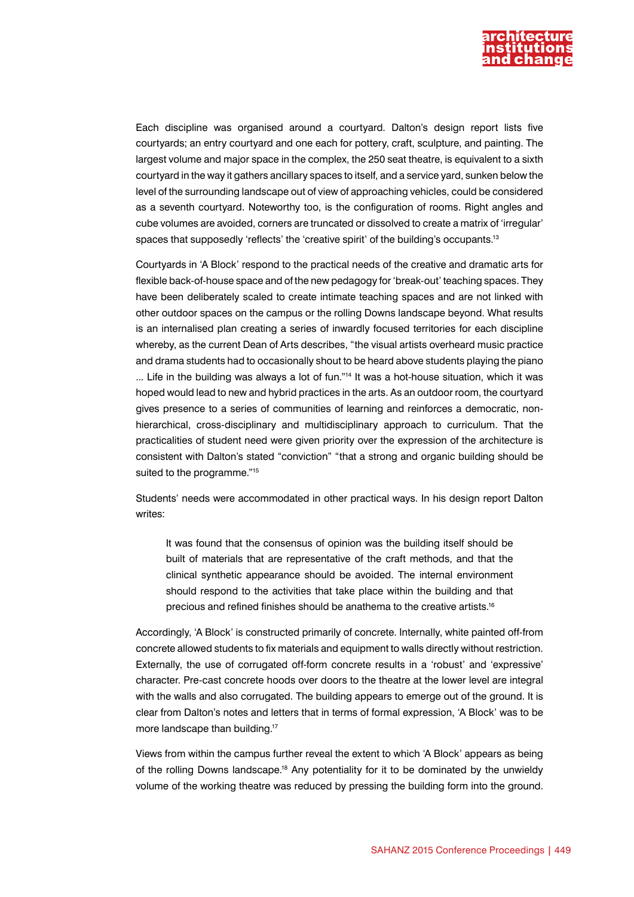Each discipline was organised around a courtyard. Dalton's design report lists five courtyards; an entry courtyard and one each for pottery, craft, sculpture, and painting. The largest volume and major space in the complex, the 250 seat theatre, is equivalent to a sixth courtyard in the way it gathers ancillary spaces to itself, and a service yard, sunken below the level of the surrounding landscape out of view of approaching vehicles, could be considered as a seventh courtyard. Noteworthy too, is the configuration of rooms. Right angles and cube volumes are avoided, corners are truncated or dissolved to create a matrix of 'irregular' spaces that supposedly 'reflects' the 'creative spirit' of the building's occupants.[13]

Courtyards in 'A Block' respond to the practical needs of the creative and dramatic arts for flexible back-of-house space and of the new pedagogy for 'break-out' teaching spaces. They have been deliberately scaled to create intimate teaching spaces and are not linked with other outdoor spaces on the campus or the rolling Downs landscape beyond. What results is an internalised plan creating a series of inwardly focused territories for each discipline whereby, as the current Dean of Arts describes, "the visual artists overheard music practice and drama students had to occasionally shout to be heard above students playing the piano ... Life in the building was always a lot of fun."[14] It was a hot-house situation, which it was hoped would lead to new and hybrid practices in the arts. As an outdoor room, the courtyard gives presence to a series of communities of learning and reinforces a democratic, non-hierarchical, cross-disciplinary and multidisciplinary approach to curriculum. That the practicalities of student need were given priority over the expression of the architecture is consistent with Dalton's stated "conviction" "that a strong and organic building should be suited to the programme."[15]

Students' needs were accommodated in other practical ways. In his design report Dalton writes:

> It was found that the consensus of opinion was the building itself should be built of materials that are representative of the craft methods, and that the clinical synthetic appearance should be avoided. The internal environment should respond to the activities that take place within the building and that precious and refined finishes should be anathema to the creative artists.[16]

Accordingly, 'A Block' is constructed primarily of concrete. Internally, white painted off-from concrete allowed students to fix materials and equipment to walls directly without restriction. Externally, the use of corrugated off-form concrete results in a 'robust' and 'expressive' character. Pre-cast concrete hoods over doors to the theatre at the lower level are integral with the walls and also corrugated. The building appears to emerge out of the ground. It is clear from Dalton's notes and letters that in terms of formal expression, 'A Block' was to be more landscape than building.[17]

Views from within the campus further reveal the extent to which 'A Block' appears as being of the rolling Downs landscape.[18] Any potentiality for it to be dominated by the unwieldy volume of the working theatre was reduced by pressing the building form into the ground.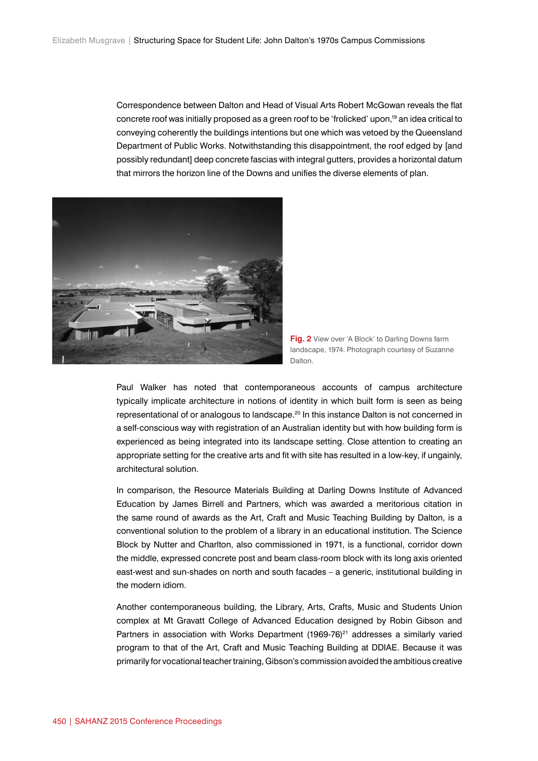Correspondence between Dalton and Head of Visual Arts Robert McGowan reveals the flat concrete roof was initially proposed as a green roof to be 'frolicked' upon,[19] an idea critical to conveying coherently the buildings intentions but one which was vetoed by the Queensland Department of Public Works. Notwithstanding this disappointment, the roof edged by [and possibly redundant] deep concrete fascias with integral gutters, provides a horizontal datum that mirrors the horizon line of the Downs and unifies the diverse elements of plan.

**Fig. 2** View over 'A Block' to Darling Downs farm landscape, 1974. Photograph courtesy of Suzanne Dalton.

Paul Walker has noted that contemporaneous accounts of campus architecture typically implicate architecture in notions of identity in which built form is seen as being representational of or analogous to landscape.[20] In this instance Dalton is not concerned in a self-conscious way with registration of an Australian identity but with how building form is experienced as being integrated into its landscape setting. Close attention to creating an appropriate setting for the creative arts and fit with site has resulted in a low-key, if ungainly, architectural solution.

In comparison, the Resource Materials Building at Darling Downs Institute of Advanced Education by James Birrell and Partners, which was awarded a meritorious citation in the same round of awards as the Art, Craft and Music Teaching Building by Dalton, is a conventional solution to the problem of a library in an educational institution. The Science Block by Nutter and Charlton, also commissioned in 1971, is a functional, corridor down the middle, expressed concrete post and beam class-room block with its long axis oriented east-west and sun-shades on north and south facades – a generic, institutional building in the modern idiom.

Another contemporaneous building, the Library, Arts, Crafts, Music and Students Union complex at Mt Gravatt College of Advanced Education designed by Robin Gibson and Partners in association with Works Department (1969-76)[21] addresses a similarly varied program to that of the Art, Craft and Music Teaching Building at DDIAE. Because it was primarily for vocational teacher training, Gibson's commission avoided the ambitious creative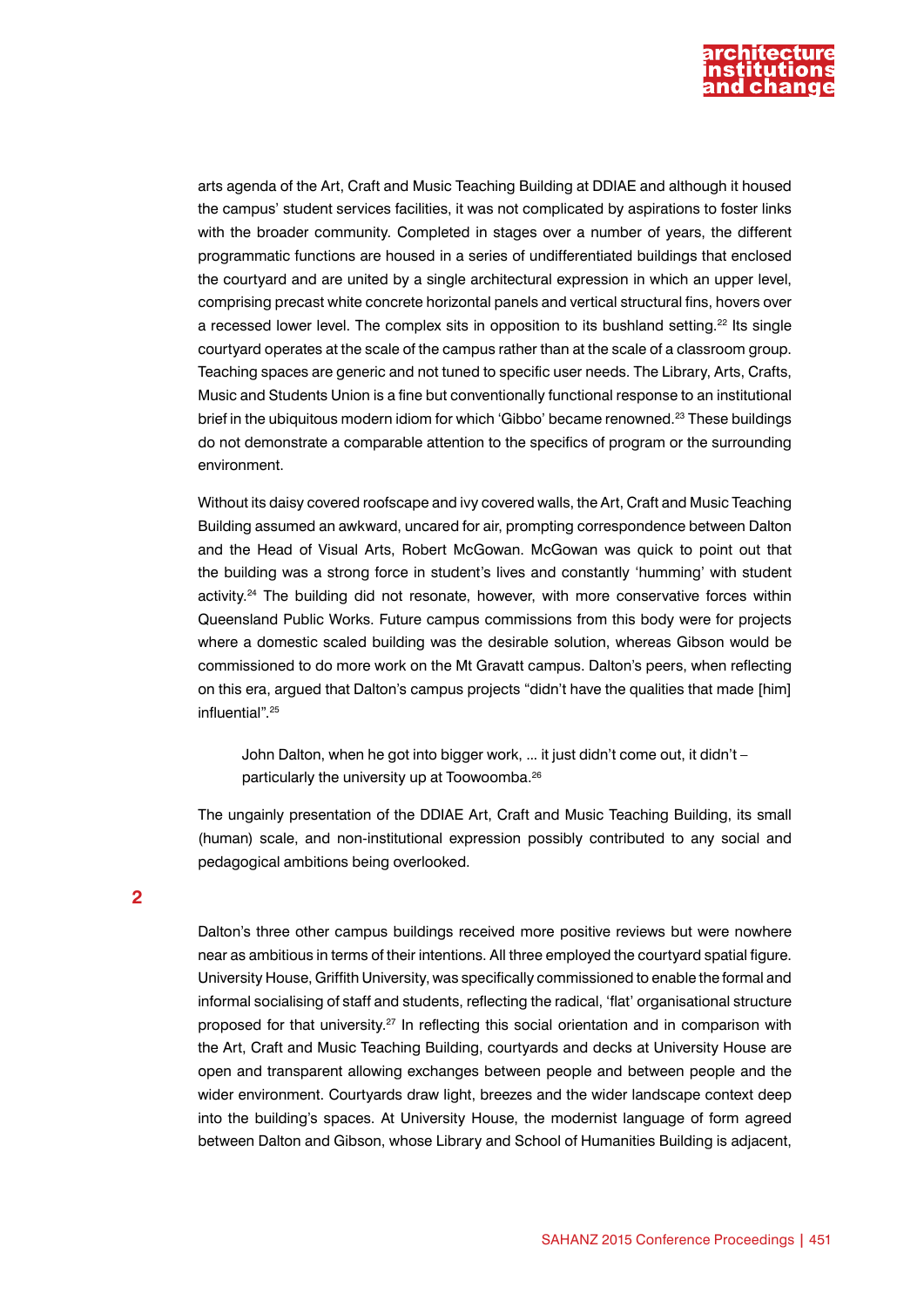arts agenda of the Art, Craft and Music Teaching Building at DDIAE and although it housed the campus' student services facilities, it was not complicated by aspirations to foster links with the broader community. Completed in stages over a number of years, the different programmatic functions are housed in a series of undifferentiated buildings that enclosed the courtyard and are united by a single architectural expression in which an upper level, comprising precast white concrete horizontal panels and vertical structural fins, hovers over a recessed lower level. The complex sits in opposition to its bushland setting.[22] Its single courtyard operates at the scale of the campus rather than at the scale of a classroom group. Teaching spaces are generic and not tuned to specific user needs. The Library, Arts, Crafts, Music and Students Union is a fine but conventionally functional response to an institutional brief in the ubiquitous modern idiom for which 'Gibbo' became renowned.[23] These buildings do not demonstrate a comparable attention to the specifics of program or the surrounding environment.

Without its daisy covered roofscape and ivy covered walls, the Art, Craft and Music Teaching Building assumed an awkward, uncared for air, prompting correspondence between Dalton and the Head of Visual Arts, Robert McGowan. McGowan was quick to point out that the building was a strong force in student's lives and constantly 'humming' with student activity.[24] The building did not resonate, however, with more conservative forces within Queensland Public Works. Future campus commissions from this body were for projects where a domestic scaled building was the desirable solution, whereas Gibson would be commissioned to do more work on the Mt Gravatt campus. Dalton's peers, when reflecting on this era, argued that Dalton's campus projects "didn't have the qualities that made [him] influential".[25]

> John Dalton, when he got into bigger work, ... it just didn't come out, it didn't – particularly the university up at Toowoomba.[26]

The ungainly presentation of the DDIAE Art, Craft and Music Teaching Building, its small (human) scale, and non-institutional expression possibly contributed to any social and pedagogical ambitions being overlooked.

## 2

Dalton's three other campus buildings received more positive reviews but were nowhere near as ambitious in terms of their intentions. All three employed the courtyard spatial figure. University House, Griffith University, was specifically commissioned to enable the formal and informal socialising of staff and students, reflecting the radical, 'flat' organisational structure proposed for that university.[27] In reflecting this social orientation and in comparison with the Art, Craft and Music Teaching Building, courtyards and decks at University House are open and transparent allowing exchanges between people and between people and the wider environment. Courtyards draw light, breezes and the wider landscape context deep into the building's spaces. At University House, the modernist language of form agreed between Dalton and Gibson, whose Library and School of Humanities Building is adjacent,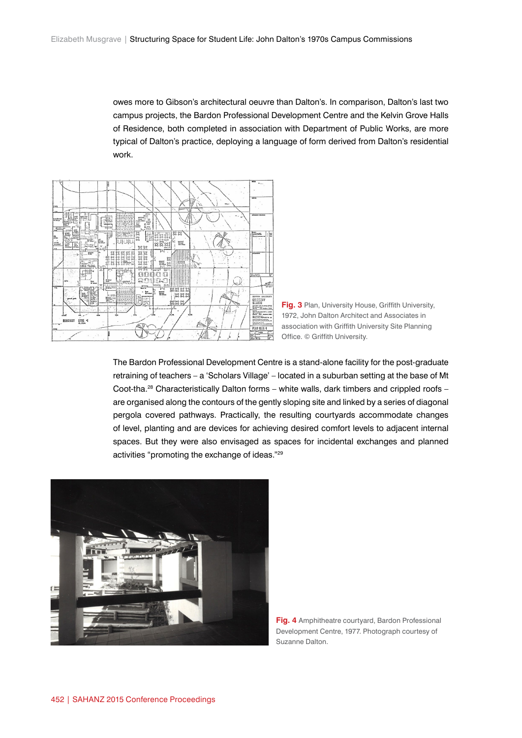owes more to Gibson's architectural oeuvre than Dalton's. In comparison, Dalton's last two campus projects, the Bardon Professional Development Centre and the Kelvin Grove Halls of Residence, both completed in association with Department of Public Works, are more typical of Dalton's practice, deploying a language of form derived from Dalton's residential work.

**Fig. 3** Plan, University House, Griffith University, 1972, John Dalton Architect and Associates in association with Griffith University Site Planning Office. © Griffith University.

The Bardon Professional Development Centre is a stand-alone facility for the post-graduate retraining of teachers – a 'Scholars Village' – located in a suburban setting at the base of Mt Coot-tha.[28] Characteristically Dalton forms – white walls, dark timbers and crippled roofs – are organised along the contours of the gently sloping site and linked by a series of diagonal pergola covered pathways. Practically, the resulting courtyards accommodate changes of level, planting and are devices for achieving desired comfort levels to adjacent internal spaces. But they were also envisaged as spaces for incidental exchanges and planned activities "promoting the exchange of ideas."[29]

**Fig. 4** Amphitheatre courtyard, Bardon Professional Development Centre, 1977. Photograph courtesy of Suzanne Dalton.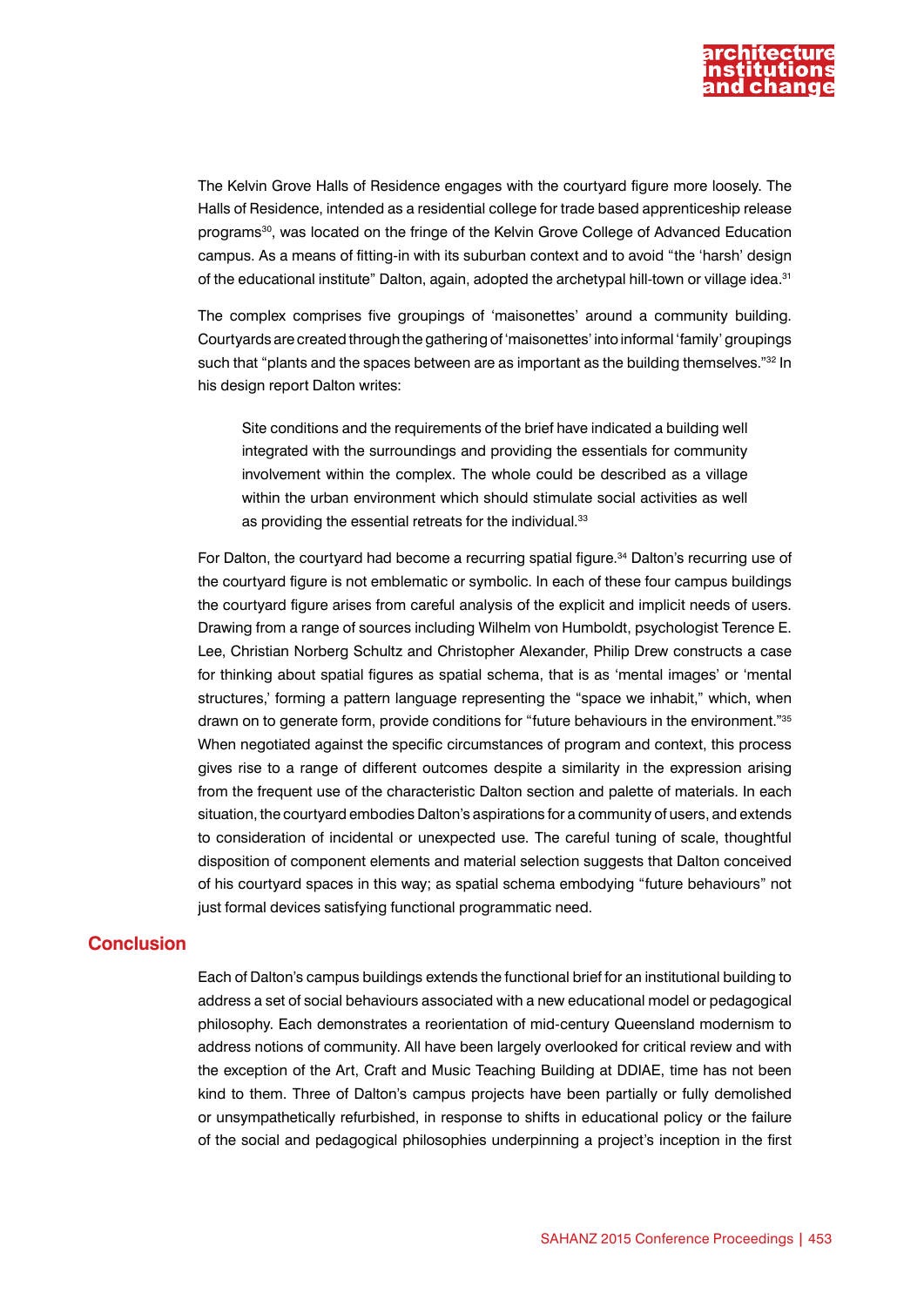The Kelvin Grove Halls of Residence engages with the courtyard figure more loosely. The Halls of Residence, intended as a residential college for trade based apprenticeship release programs[30], was located on the fringe of the Kelvin Grove College of Advanced Education campus. As a means of fitting-in with its suburban context and to avoid "the 'harsh' design of the educational institute" Dalton, again, adopted the archetypal hill-town or village idea.[31]

The complex comprises five groupings of 'maisonettes' around a community building. Courtyards are created through the gathering of 'maisonettes' into informal 'family' groupings such that "plants and the spaces between are as important as the building themselves."[32] In his design report Dalton writes:

> Site conditions and the requirements of the brief have indicated a building well integrated with the surroundings and providing the essentials for community involvement within the complex. The whole could be described as a village within the urban environment which should stimulate social activities as well as providing the essential retreats for the individual.[33]

For Dalton, the courtyard had become a recurring spatial figure.[34] Dalton's recurring use of the courtyard figure is not emblematic or symbolic. In each of these four campus buildings the courtyard figure arises from careful analysis of the explicit and implicit needs of users. Drawing from a range of sources including Wilhelm von Humboldt, psychologist Terence E. Lee, Christian Norberg Schultz and Christopher Alexander, Philip Drew constructs a case for thinking about spatial figures as spatial schema, that is as 'mental images' or 'mental structures,' forming a pattern language representing the "space we inhabit," which, when drawn on to generate form, provide conditions for "future behaviours in the environment."[35] When negotiated against the specific circumstances of program and context, this process gives rise to a range of different outcomes despite a similarity in the expression arising from the frequent use of the characteristic Dalton section and palette of materials. In each situation, the courtyard embodies Dalton's aspirations for a community of users, and extends to consideration of incidental or unexpected use. The careful tuning of scale, thoughtful disposition of component elements and material selection suggests that Dalton conceived of his courtyard spaces in this way; as spatial schema embodying "future behaviours" not just formal devices satisfying functional programmatic need.

## Conclusion

Each of Dalton's campus buildings extends the functional brief for an institutional building to address a set of social behaviours associated with a new educational model or pedagogical philosophy. Each demonstrates a reorientation of mid-century Queensland modernism to address notions of community. All have been largely overlooked for critical review and with the exception of the Art, Craft and Music Teaching Building at DDIAE, time has not been kind to them. Three of Dalton's campus projects have been partially or fully demolished or unsympathetically refurbished, in response to shifts in educational policy or the failure of the social and pedagogical philosophies underpinning a project's inception in the first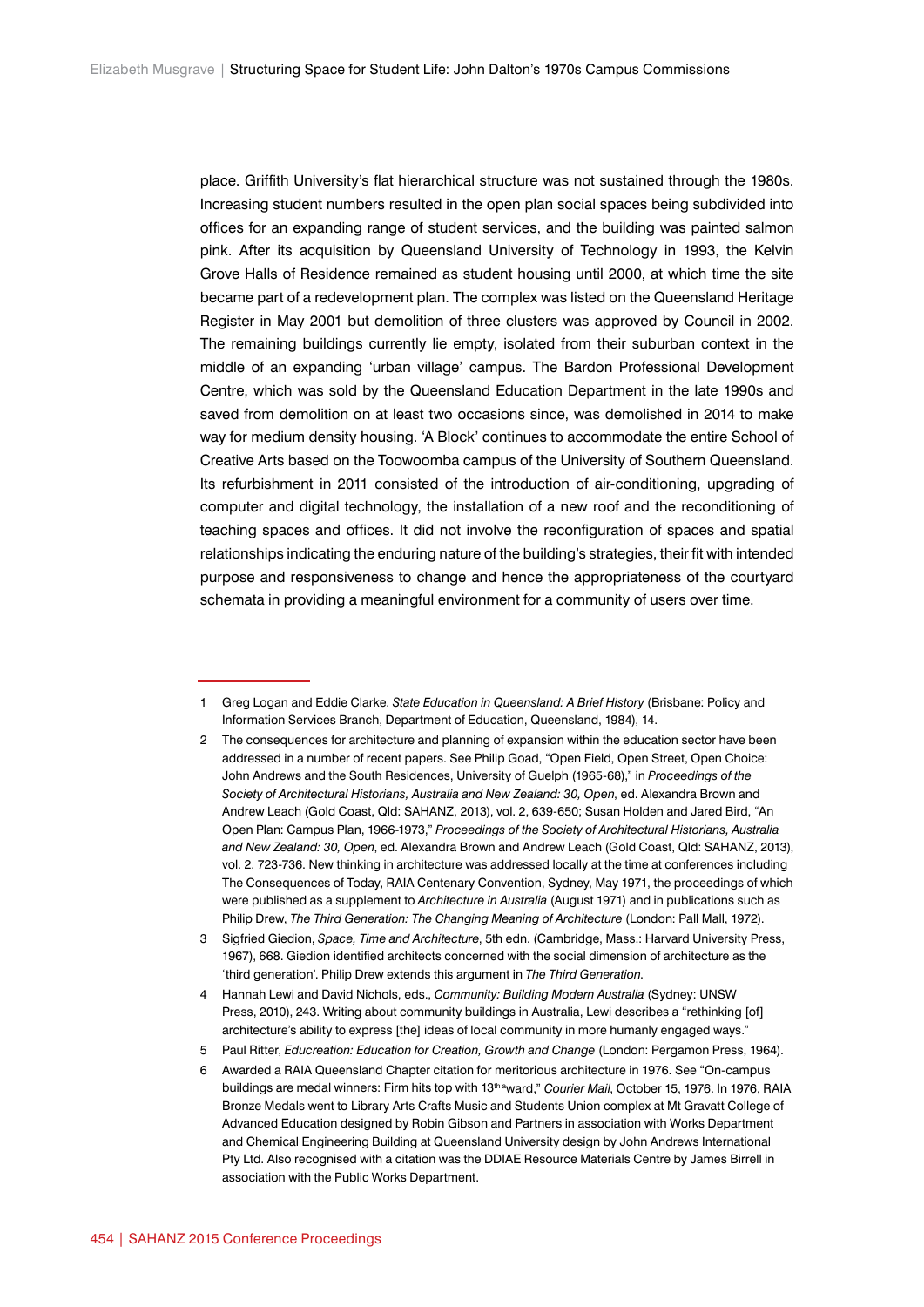place. Griffith University's flat hierarchical structure was not sustained through the 1980s. Increasing student numbers resulted in the open plan social spaces being subdivided into offices for an expanding range of student services, and the building was painted salmon pink. After its acquisition by Queensland University of Technology in 1993, the Kelvin Grove Halls of Residence remained as student housing until 2000, at which time the site became part of a redevelopment plan. The complex was listed on the Queensland Heritage Register in May 2001 but demolition of three clusters was approved by Council in 2002. The remaining buildings currently lie empty, isolated from their suburban context in the middle of an expanding 'urban village' campus. The Bardon Professional Development Centre, which was sold by the Queensland Education Department in the late 1990s and saved from demolition on at least two occasions since, was demolished in 2014 to make way for medium density housing. 'A Block' continues to accommodate the entire School of Creative Arts based on the Toowoomba campus of the University of Southern Queensland. Its refurbishment in 2011 consisted of the introduction of air-conditioning, upgrading of computer and digital technology, the installation of a new roof and the reconditioning of teaching spaces and offices. It did not involve the reconfiguration of spaces and spatial relationships indicating the enduring nature of the building's strategies, their fit with intended purpose and responsiveness to change and hence the appropriateness of the courtyard schemata in providing a meaningful environment for a community of users over time.

---

1 Greg Logan and Eddie Clarke, *State Education in Queensland: A Brief History* (Brisbane: Policy and Information Services Branch, Department of Education, Queensland, 1984), 14.

2 The consequences for architecture and planning of expansion within the education sector have been addressed in a number of recent papers. See Philip Goad, "Open Field, Open Street, Open Choice: John Andrews and the South Residences, University of Guelph (1965-68)," in *Proceedings of the Society of Architectural Historians, Australia and New Zealand: 30, Open*, ed. Alexandra Brown and Andrew Leach (Gold Coast, Qld: SAHANZ, 2013), vol. 2, 639-650; Susan Holden and Jared Bird, "An Open Plan: Campus Plan, 1966-1973," *Proceedings of the Society of Architectural Historians, Australia and New Zealand: 30, Open*, ed. Alexandra Brown and Andrew Leach (Gold Coast, Qld: SAHANZ, 2013), vol. 2, 723-736. New thinking in architecture was addressed locally at the time at conferences including The Consequences of Today, RAIA Centenary Convention, Sydney, May 1971, the proceedings of which were published as a supplement to *Architecture in Australia* (August 1971) and in publications such as Philip Drew, *The Third Generation: The Changing Meaning of Architecture* (London: Pall Mall, 1972).

3 Sigfried Giedion, *Space, Time and Architecture*, 5th edn. (Cambridge, Mass.: Harvard University Press, 1967), 668. Giedion identified architects concerned with the social dimension of architecture as the 'third generation'. Philip Drew extends this argument in *The Third Generation*.

4 Hannah Lewi and David Nichols, eds., *Community: Building Modern Australia* (Sydney: UNSW Press, 2010), 243. Writing about community buildings in Australia, Lewi describes a "rethinking [of] architecture's ability to express [the] ideas of local community in more humanly engaged ways."

5 Paul Ritter, *Educreation: Education for Creation, Growth and Change* (London: Pergamon Press, 1964).

6 Awarded a RAIA Queensland Chapter citation for meritorious architecture in 1976. See "On-campus buildings are medal winners: Firm hits top with 13th award," *Courier Mail*, October 15, 1976. In 1976, RAIA Bronze Medals went to Library Arts Crafts Music and Students Union complex at Mt Gravatt College of Advanced Education designed by Robin Gibson and Partners in association with Works Department and Chemical Engineering Building at Queensland University design by John Andrews International Pty Ltd. Also recognised with a citation was the DDIAE Resource Materials Centre by James Birrell in association with the Public Works Department.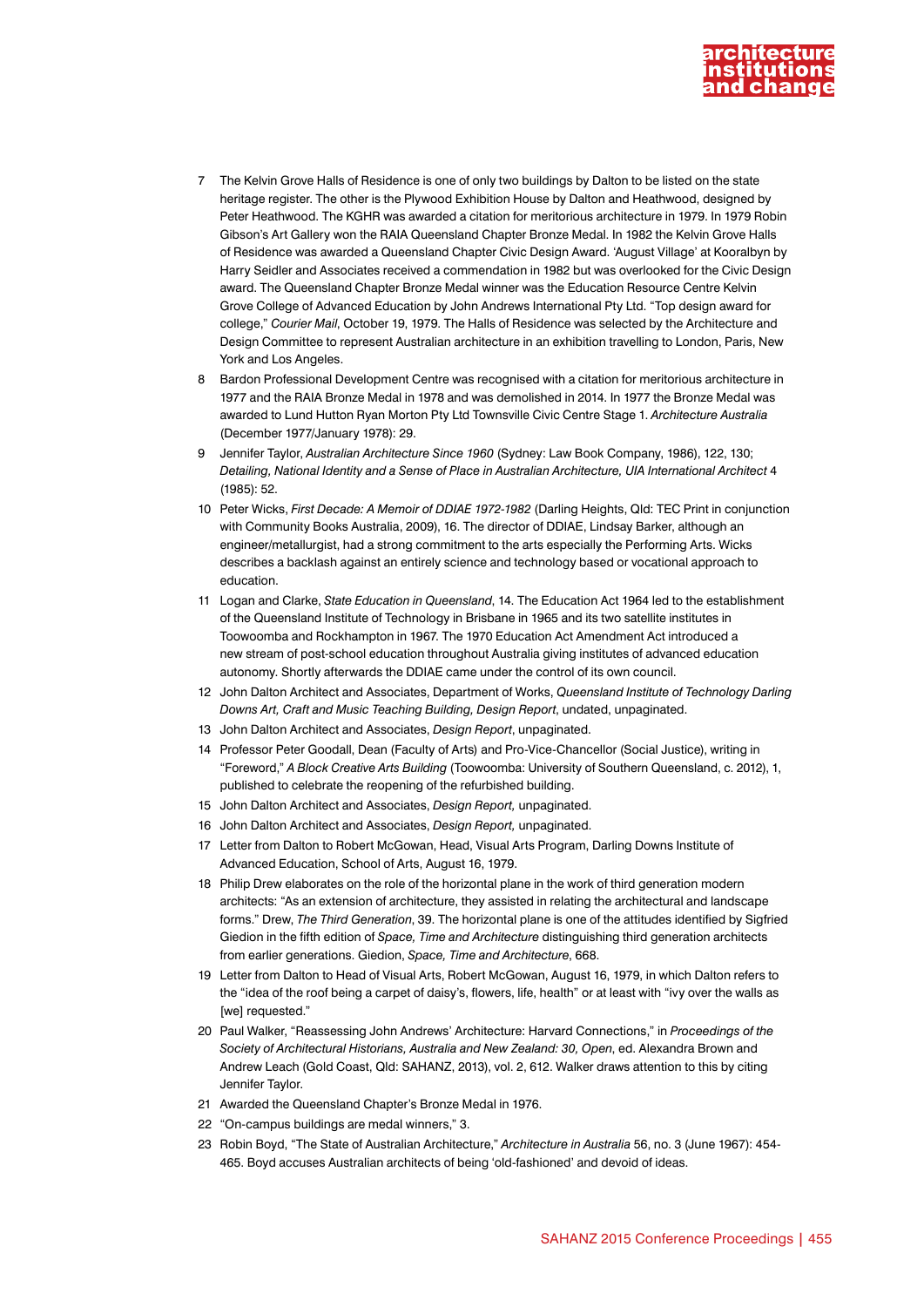7 The Kelvin Grove Halls of Residence is one of only two buildings by Dalton to be listed on the state heritage register. The other is the Plywood Exhibition House by Dalton and Heathwood, designed by Peter Heathwood. The KGHR was awarded a citation for meritorious architecture in 1979. In 1979 Robin Gibson's Art Gallery won the RAIA Queensland Chapter Bronze Medal. In 1982 the Kelvin Grove Halls of Residence was awarded a Queensland Chapter Civic Design Award. 'August Village' at Kooralbyn by Harry Seidler and Associates received a commendation in 1982 but was overlooked for the Civic Design award. The Queensland Chapter Bronze Medal winner was the Education Resource Centre Kelvin Grove College of Advanced Education by John Andrews International Pty Ltd. "Top design award for college," *Courier Mail*, October 19, 1979. The Halls of Residence was selected by the Architecture and Design Committee to represent Australian architecture in an exhibition travelling to London, Paris, New York and Los Angeles.

8 Bardon Professional Development Centre was recognised with a citation for meritorious architecture in 1977 and the RAIA Bronze Medal in 1978 and was demolished in 2014. In 1977 the Bronze Medal was awarded to Lund Hutton Ryan Morton Pty Ltd Townsville Civic Centre Stage 1. *Architecture Australia* (December 1977/January 1978): 29.

9 Jennifer Taylor, *Australian Architecture Since 1960* (Sydney: Law Book Company, 1986), 122, 130; *Detailing, National Identity and a Sense of Place in Australian Architecture, UIA International Architect* 4 (1985): 52.

10 Peter Wicks, *First Decade: A Memoir of DDIAE 1972-1982* (Darling Heights, Qld: TEC Print in conjunction with Community Books Australia, 2009), 16. The director of DDIAE, Lindsay Barker, although an engineer/metallurgist, had a strong commitment to the arts especially the Performing Arts. Wicks describes a backlash against an entirely science and technology based or vocational approach to education.

11 Logan and Clarke, *State Education in Queensland*, 14. The Education Act 1964 led to the establishment of the Queensland Institute of Technology in Brisbane in 1965 and its two satellite institutes in Toowoomba and Rockhampton in 1967. The 1970 Education Act Amendment Act introduced a new stream of post-school education throughout Australia giving institutes of advanced education autonomy. Shortly afterwards the DDIAE came under the control of its own council.

12 John Dalton Architect and Associates, Department of Works, *Queensland Institute of Technology Darling Downs Art, Craft and Music Teaching Building, Design Report*, undated, unpaginated.

13 John Dalton Architect and Associates, *Design Report*, unpaginated.

14 Professor Peter Goodall, Dean (Faculty of Arts) and Pro-Vice-Chancellor (Social Justice), writing in "Foreword," *A Block Creative Arts Building* (Toowoomba: University of Southern Queensland, c. 2012), 1, published to celebrate the reopening of the refurbished building.

15 John Dalton Architect and Associates, *Design Report,* unpaginated.

16 John Dalton Architect and Associates, *Design Report,* unpaginated.

17 Letter from Dalton to Robert McGowan, Head, Visual Arts Program, Darling Downs Institute of Advanced Education, School of Arts, August 16, 1979.

18 Philip Drew elaborates on the role of the horizontal plane in the work of third generation modern architects: "As an extension of architecture, they assisted in relating the architectural and landscape forms." Drew, *The Third Generation*, 39. The horizontal plane is one of the attitudes identified by Sigfried Giedion in the fifth edition of *Space, Time and Architecture* distinguishing third generation architects from earlier generations. Giedion, *Space, Time and Architecture*, 668.

19 Letter from Dalton to Head of Visual Arts, Robert McGowan, August 16, 1979, in which Dalton refers to the "idea of the roof being a carpet of daisy's, flowers, life, health" or at least with "ivy over the walls as [we] requested."

20 Paul Walker, "Reassessing John Andrews' Architecture: Harvard Connections," in *Proceedings of the Society of Architectural Historians, Australia and New Zealand: 30, Open*, ed. Alexandra Brown and Andrew Leach (Gold Coast, Qld: SAHANZ, 2013), vol. 2, 612. Walker draws attention to this by citing Jennifer Taylor.

21 Awarded the Queensland Chapter's Bronze Medal in 1976.

22 "On-campus buildings are medal winners," 3.

23 Robin Boyd, "The State of Australian Architecture," *Architecture in Australia* 56, no. 3 (June 1967): 454-465. Boyd accuses Australian architects of being 'old-fashioned' and devoid of ideas.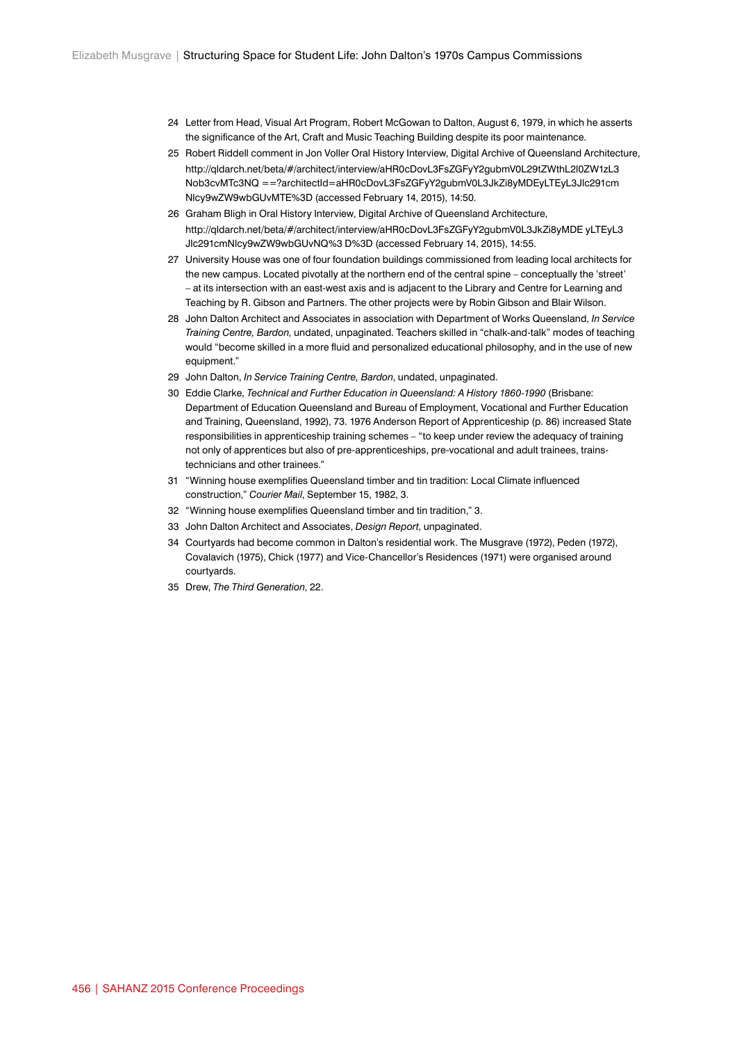24 Letter from Head, Visual Art Program, Robert McGowan to Dalton, August 6, 1979, in which he asserts the significance of the Art, Craft and Music Teaching Building despite its poor maintenance.

25 Robert Riddell comment in Jon Voller Oral History Interview, Digital Archive of Queensland Architecture, http://qldarch.net/beta/#/architect/interview/aHR0cDovL3FsZGFyY2gubmV0L29tZWthL2l0ZW1zL3Nob3cvMTc3NQ ==?architectId=aHR0cDovL3FsZGFyY2gubmV0L3JkZi8yMDEyLTEyL3Jlc291cmNlcy9wZW9wbGUvMTE%3D (accessed February 14, 2015), 14:50.

26 Graham Bligh in Oral History Interview, Digital Archive of Queensland Architecture, http://qldarch.net/beta/#/architect/interview/aHR0cDovL3FsZGFyY2gubmV0L3JkZi8yMDE yLTEyL3Jlc291cmNlcy9wZW9wbGUvNQ%3 D%3D (accessed February 14, 2015), 14:55.

27 University House was one of four foundation buildings commissioned from leading local architects for the new campus. Located pivotally at the northern end of the central spine – conceptually the 'street' – at its intersection with an east-west axis and is adjacent to the Library and Centre for Learning and Teaching by R. Gibson and Partners. The other projects were by Robin Gibson and Blair Wilson.

28 John Dalton Architect and Associates in association with Department of Works Queensland, *In Service Training Centre, Bardon*, undated, unpaginated. Teachers skilled in "chalk-and-talk" modes of teaching would "become skilled in a more fluid and personalized educational philosophy, and in the use of new equipment."

29 John Dalton, *In Service Training Centre, Bardon*, undated, unpaginated.

30 Eddie Clarke, *Technical and Further Education in Queensland: A History 1860-1990* (Brisbane: Department of Education Queensland and Bureau of Employment, Vocational and Further Education and Training, Queensland, 1992), 73. 1976 Anderson Report of Apprenticeship (p. 86) increased State responsibilities in apprenticeship training schemes – "to keep under review the adequacy of training not only of apprentices but also of pre-apprenticeships, pre-vocational and adult trainees, trains-technicians and other trainees."

31 "Winning house exemplifies Queensland timber and tin tradition: Local Climate influenced construction," *Courier Mail*, September 15, 1982, 3.

32 "Winning house exemplifies Queensland timber and tin tradition," 3.

33 John Dalton Architect and Associates, *Design Report*, unpaginated.

34 Courtyards had become common in Dalton's residential work. The Musgrave (1972), Peden (1972), Covalavich (1975), Chick (1977) and Vice-Chancellor's Residences (1971) were organised around courtyards.

35 Drew, *The Third Generation*, 22.